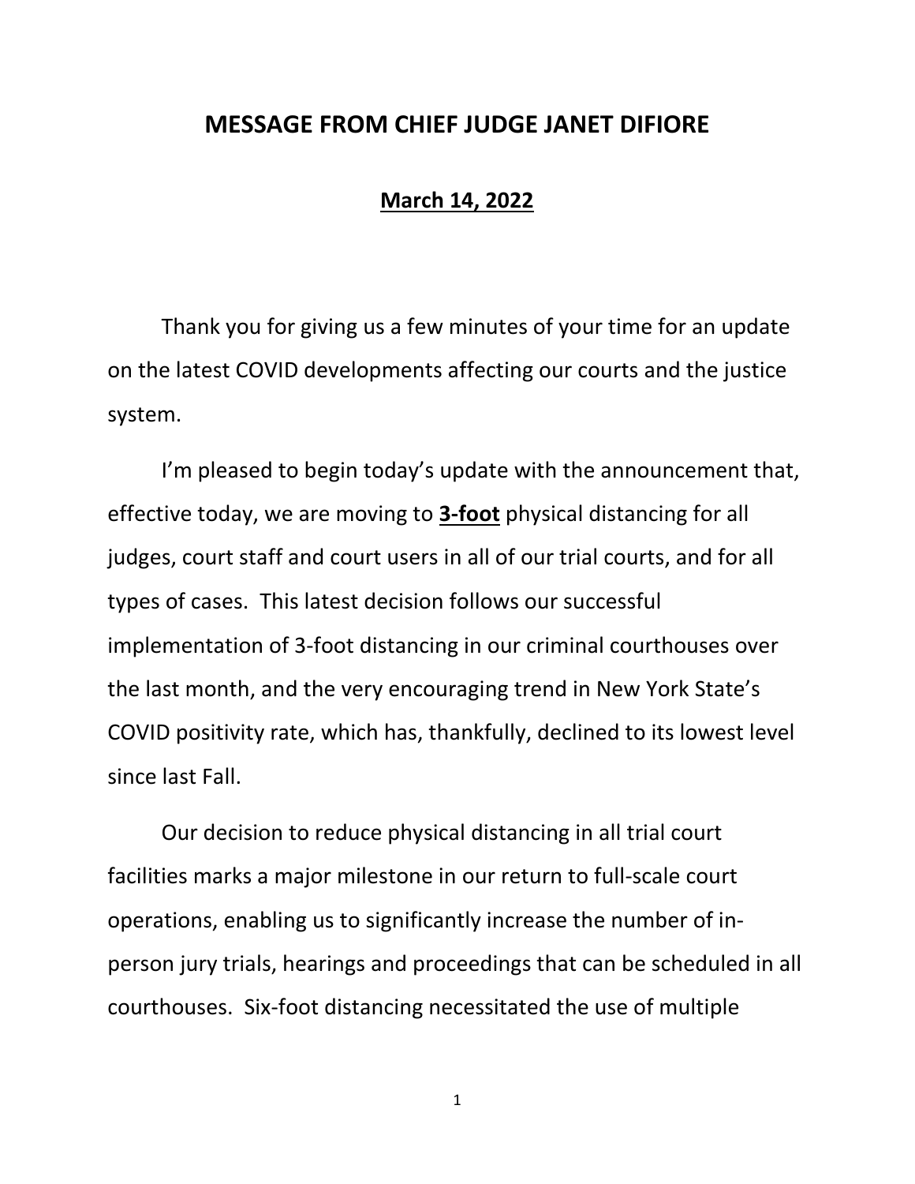# MESSAGE FROM CHIEF JUDGE JANET DIFIORE

**March 14, 2022**

Thank you for giving us a few minutes of your time for an update on the latest COVID developments affecting our courts and the justice system.

I'm pleased to begin today's update with the announcement that, effective today, we are moving to **3-foot** physical distancing for all judges, court staff and court users in all of our trial courts, and for all types of cases. This latest decision follows our successful implementation of 3-foot distancing in our criminal courthouses over the last month, and the very encouraging trend in New York State's COVID positivity rate, which has, thankfully, declined to its lowest level since last Fall.

Our decision to reduce physical distancing in all trial court facilities marks a major milestone in our return to full-scale court operations, enabling us to significantly increase the number of in-person jury trials, hearings and proceedings that can be scheduled in all courthouses. Six-foot distancing necessitated the use of multiple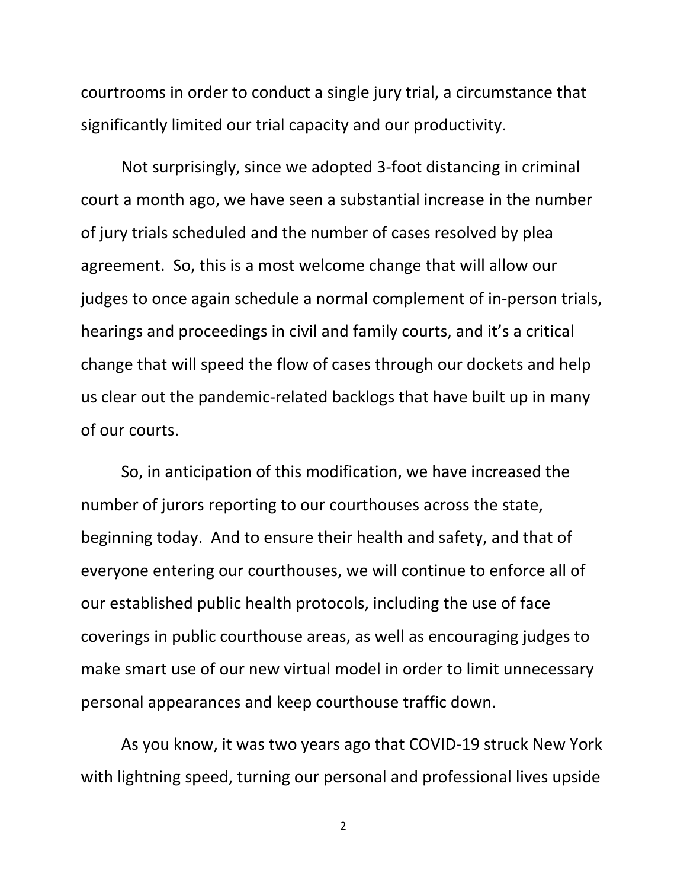courtrooms in order to conduct a single jury trial, a circumstance that significantly limited our trial capacity and our productivity.

Not surprisingly, since we adopted 3-foot distancing in criminal court a month ago, we have seen a substantial increase in the number of jury trials scheduled and the number of cases resolved by plea agreement. So, this is a most welcome change that will allow our judges to once again schedule a normal complement of in-person trials, hearings and proceedings in civil and family courts, and it's a critical change that will speed the flow of cases through our dockets and help us clear out the pandemic-related backlogs that have built up in many of our courts.

So, in anticipation of this modification, we have increased the number of jurors reporting to our courthouses across the state, beginning today. And to ensure their health and safety, and that of everyone entering our courthouses, we will continue to enforce all of our established public health protocols, including the use of face coverings in public courthouse areas, as well as encouraging judges to make smart use of our new virtual model in order to limit unnecessary personal appearances and keep courthouse traffic down.

As you know, it was two years ago that COVID-19 struck New York with lightning speed, turning our personal and professional lives upside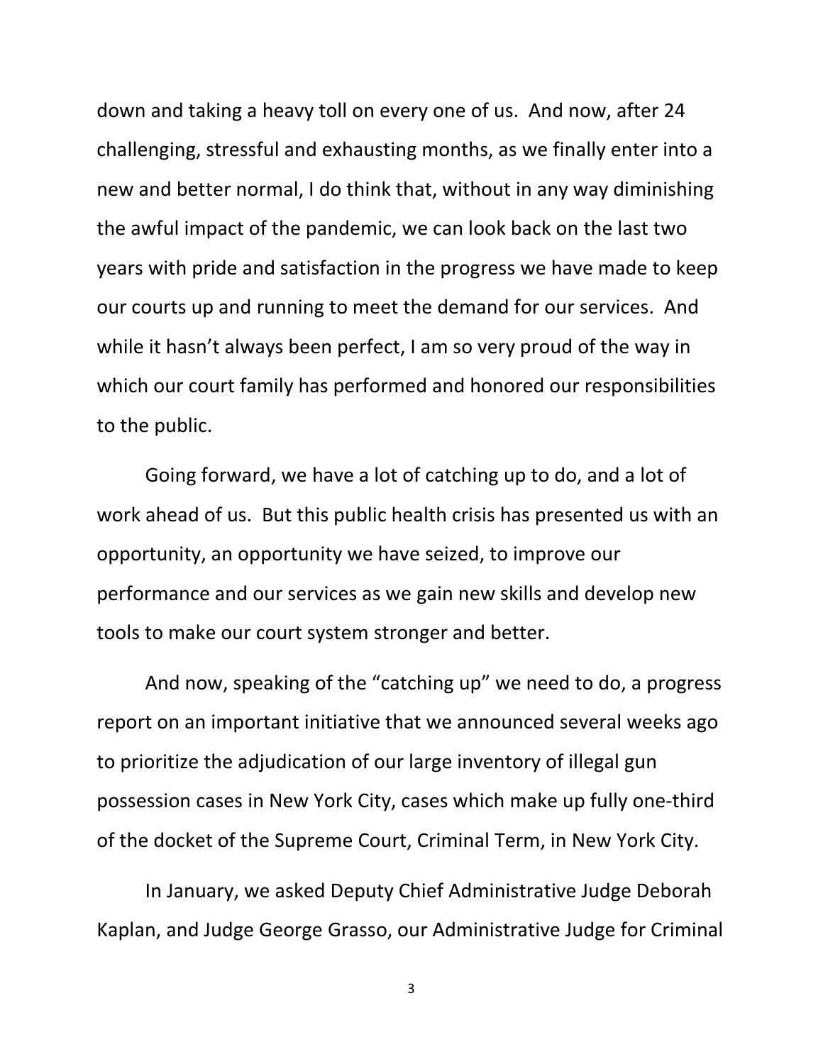down and taking a heavy toll on every one of us. And now, after 24 challenging, stressful and exhausting months, as we finally enter into a new and better normal, I do think that, without in any way diminishing the awful impact of the pandemic, we can look back on the last two years with pride and satisfaction in the progress we have made to keep our courts up and running to meet the demand for our services. And while it hasn't always been perfect, I am so very proud of the way in which our court family has performed and honored our responsibilities to the public.

Going forward, we have a lot of catching up to do, and a lot of work ahead of us. But this public health crisis has presented us with an opportunity, an opportunity we have seized, to improve our performance and our services as we gain new skills and develop new tools to make our court system stronger and better.

And now, speaking of the "catching up" we need to do, a progress report on an important initiative that we announced several weeks ago to prioritize the adjudication of our large inventory of illegal gun possession cases in New York City, cases which make up fully one-third of the docket of the Supreme Court, Criminal Term, in New York City.

In January, we asked Deputy Chief Administrative Judge Deborah Kaplan, and Judge George Grasso, our Administrative Judge for Criminal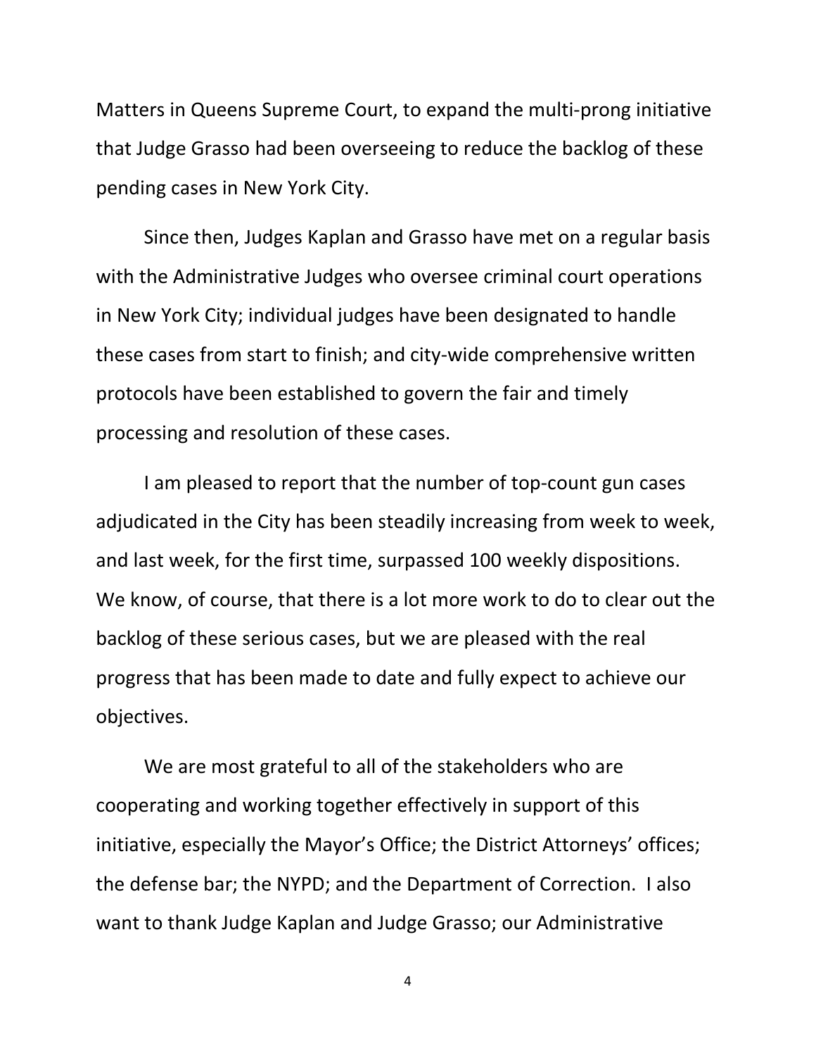Matters in Queens Supreme Court, to expand the multi-prong initiative that Judge Grasso had been overseeing to reduce the backlog of these pending cases in New York City.

Since then, Judges Kaplan and Grasso have met on a regular basis with the Administrative Judges who oversee criminal court operations in New York City; individual judges have been designated to handle these cases from start to finish; and city-wide comprehensive written protocols have been established to govern the fair and timely processing and resolution of these cases.

I am pleased to report that the number of top-count gun cases adjudicated in the City has been steadily increasing from week to week, and last week, for the first time, surpassed 100 weekly dispositions. We know, of course, that there is a lot more work to do to clear out the backlog of these serious cases, but we are pleased with the real progress that has been made to date and fully expect to achieve our objectives.

We are most grateful to all of the stakeholders who are cooperating and working together effectively in support of this initiative, especially the Mayor's Office; the District Attorneys' offices; the defense bar; the NYPD; and the Department of Correction. I also want to thank Judge Kaplan and Judge Grasso; our Administrative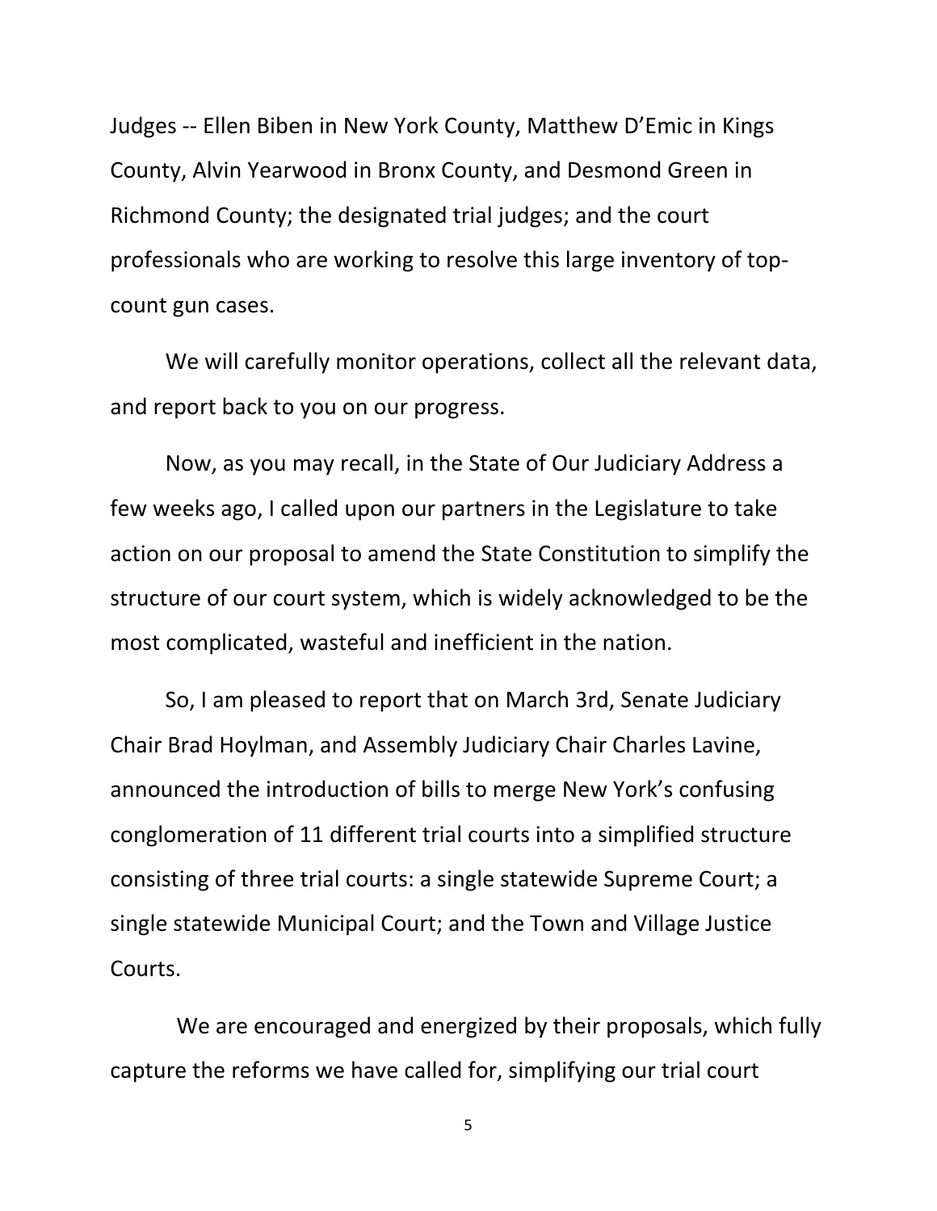Judges -- Ellen Biben in New York County, Matthew D'Emic in Kings County, Alvin Yearwood in Bronx County, and Desmond Green in Richmond County; the designated trial judges; and the court professionals who are working to resolve this large inventory of top-count gun cases.

We will carefully monitor operations, collect all the relevant data, and report back to you on our progress.

Now, as you may recall, in the State of Our Judiciary Address a few weeks ago, I called upon our partners in the Legislature to take action on our proposal to amend the State Constitution to simplify the structure of our court system, which is widely acknowledged to be the most complicated, wasteful and inefficient in the nation.

So, I am pleased to report that on March 3rd, Senate Judiciary Chair Brad Hoylman, and Assembly Judiciary Chair Charles Lavine, announced the introduction of bills to merge New York's confusing conglomeration of 11 different trial courts into a simplified structure consisting of three trial courts: a single statewide Supreme Court; a single statewide Municipal Court; and the Town and Village Justice Courts.

We are encouraged and energized by their proposals, which fully capture the reforms we have called for, simplifying our trial court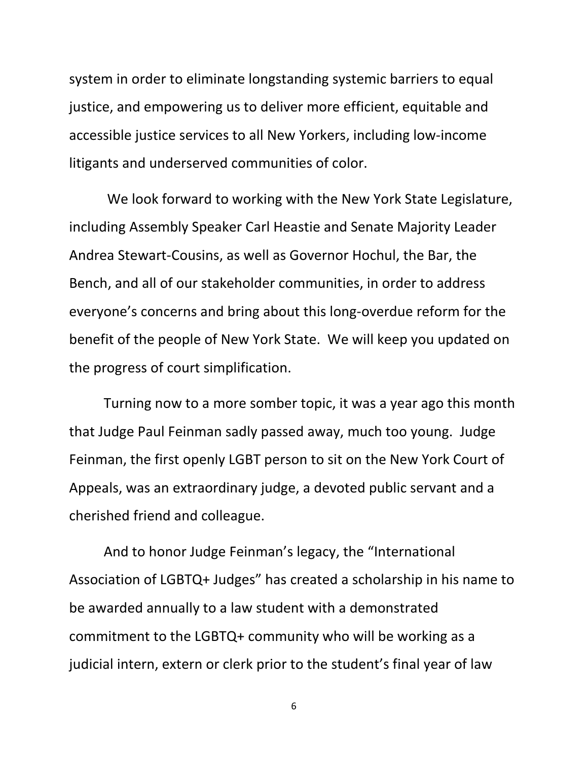system in order to eliminate longstanding systemic barriers to equal justice, and empowering us to deliver more efficient, equitable and accessible justice services to all New Yorkers, including low-income litigants and underserved communities of color.

We look forward to working with the New York State Legislature, including Assembly Speaker Carl Heastie and Senate Majority Leader Andrea Stewart-Cousins, as well as Governor Hochul, the Bar, the Bench, and all of our stakeholder communities, in order to address everyone's concerns and bring about this long-overdue reform for the benefit of the people of New York State. We will keep you updated on the progress of court simplification.

Turning now to a more somber topic, it was a year ago this month that Judge Paul Feinman sadly passed away, much too young. Judge Feinman, the first openly LGBT person to sit on the New York Court of Appeals, was an extraordinary judge, a devoted public servant and a cherished friend and colleague.

And to honor Judge Feinman's legacy, the "International Association of LGBTQ+ Judges" has created a scholarship in his name to be awarded annually to a law student with a demonstrated commitment to the LGBTQ+ community who will be working as a judicial intern, extern or clerk prior to the student's final year of law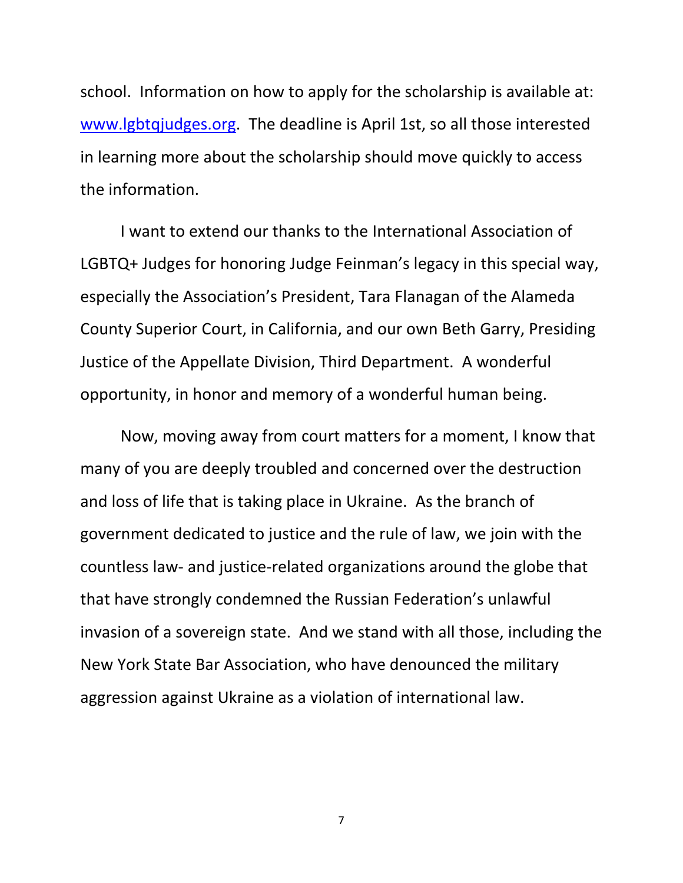school. Information on how to apply for the scholarship is available at: www.lgbtqjudges.org. The deadline is April 1st, so all those interested in learning more about the scholarship should move quickly to access the information.

I want to extend our thanks to the International Association of LGBTQ+ Judges for honoring Judge Feinman's legacy in this special way, especially the Association's President, Tara Flanagan of the Alameda County Superior Court, in California, and our own Beth Garry, Presiding Justice of the Appellate Division, Third Department. A wonderful opportunity, in honor and memory of a wonderful human being.

Now, moving away from court matters for a moment, I know that many of you are deeply troubled and concerned over the destruction and loss of life that is taking place in Ukraine. As the branch of government dedicated to justice and the rule of law, we join with the countless law- and justice-related organizations around the globe that that have strongly condemned the Russian Federation's unlawful invasion of a sovereign state. And we stand with all those, including the New York State Bar Association, who have denounced the military aggression against Ukraine as a violation of international law.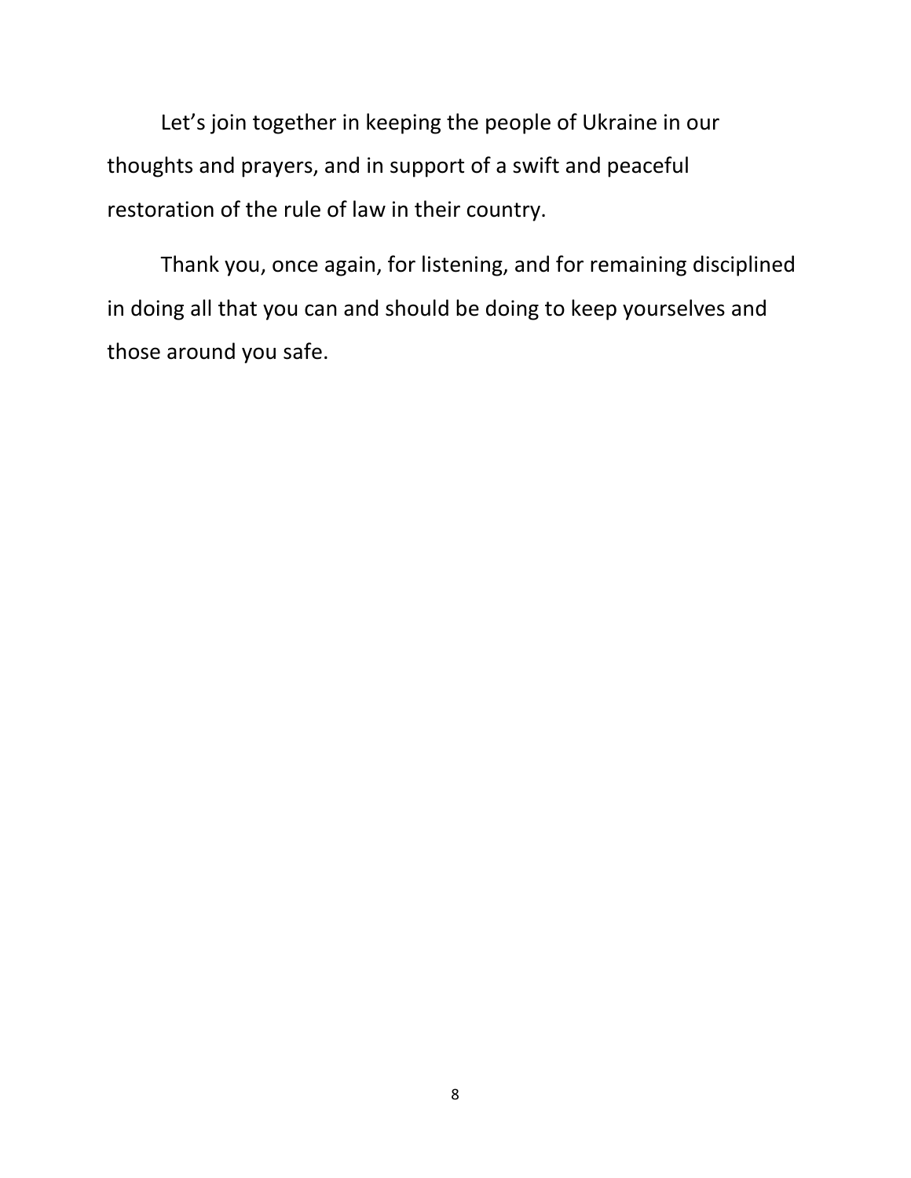Let's join together in keeping the people of Ukraine in our thoughts and prayers, and in support of a swift and peaceful restoration of the rule of law in their country.

Thank you, once again, for listening, and for remaining disciplined in doing all that you can and should be doing to keep yourselves and those around you safe.